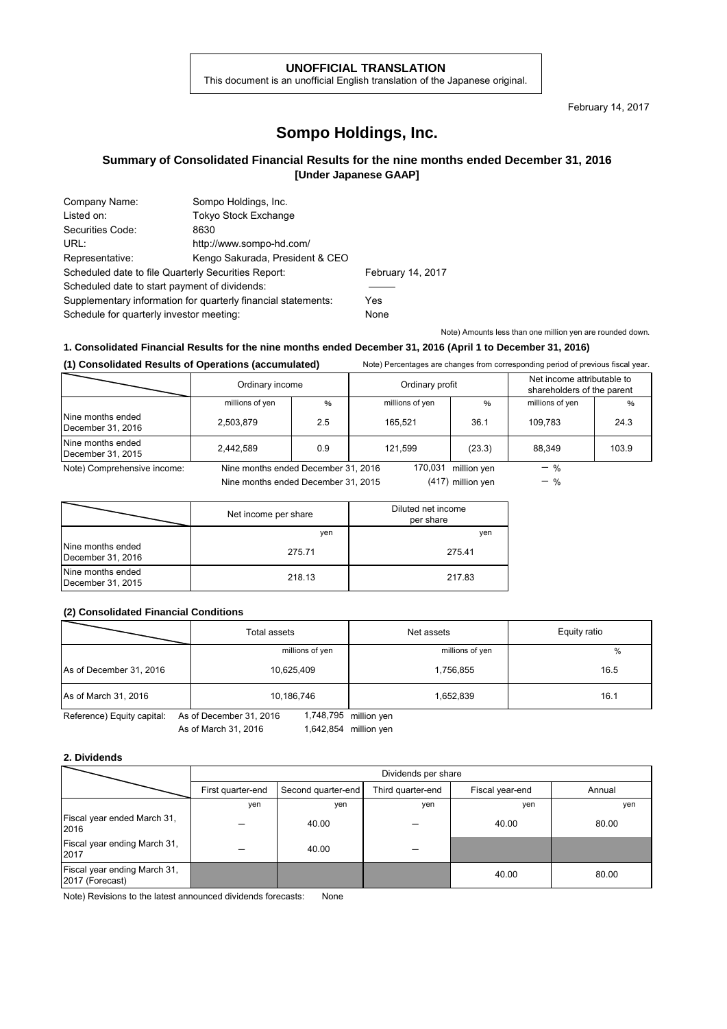**UNOFFICIAL TRANSLATION**
This document is an unofficial English translation of the Japanese original.

February 14, 2017

# Sompo Holdings, Inc.

## Summary of Consolidated Financial Results for the nine months ended December 31, 2016
## [Under Japanese GAAP]

| | | |
|---|---|---|
| Company Name: | Sompo Holdings, Inc. | |
| Listed on: | Tokyo Stock Exchange | |
| Securities Code: | 8630 | |
| URL: | http://www.sompo-hd.com/ | |
| Representative: | Kengo Sakurada, President & CEO | |
| Scheduled date to file Quarterly Securities Report: | | February 14, 2017 |
| Scheduled date to start payment of dividends: | | ― |
| Supplementary information for quarterly financial statements: | | Yes |
| Schedule for quarterly investor meeting: | | None |

Note) Amounts less than one million yen are rounded down.

### 1. Consolidated Financial Results for the nine months ended December 31, 2016 (April 1 to December 31, 2016)

**(1) Consolidated Results of Operations (accumulated)**

Note) Percentages are changes from corresponding period of previous fiscal year.

| | Ordinary income | | Ordinary profit | | Net income attributable to shareholders of the parent | |
|---|---|---|---|---|---|---|
| | millions of yen | % | millions of yen | % | millions of yen | % |
| Nine months ended December 31, 2016 | 2,503,879 | 2.5 | 165,521 | 36.1 | 109,783 | 24.3 |
| Nine months ended December 31, 2015 | 2,442,589 | 0.9 | 121,599 | (23.3) | 88,349 | 103.9 |

Note) Comprehensive income:
Nine months ended December 31, 2016 170,031 million yen － %
Nine months ended December 31, 2015 (417) million yen － %

| | Net income per share | Diluted net income per share |
|---|---|---|
| | yen | yen |
| Nine months ended December 31, 2016 | 275.71 | 275.41 |
| Nine months ended December 31, 2015 | 218.13 | 217.83 |

**(2) Consolidated Financial Conditions**

| | Total assets | Net assets | Equity ratio |
|---|---|---|---|
| | millions of yen | millions of yen | % |
| As of December 31, 2016 | 10,625,409 | 1,756,855 | 16.5 |
| As of March 31, 2016 | 10,186,746 | 1,652,839 | 16.1 |

Reference) Equity capital:
As of December 31, 2016 1,748,795 million yen
As of March 31, 2016 1,642,854 million yen

### 2. Dividends

| | Dividends per share | | | | |
|---|---|---|---|---|---|
| | First quarter-end | Second quarter-end | Third quarter-end | Fiscal year-end | Annual |
| | yen | yen | yen | yen | yen |
| Fiscal year ended March 31, 2016 | ― | 40.00 | ― | 40.00 | 80.00 |
| Fiscal year ending March 31, 2017 | ― | 40.00 | ― | | |
| Fiscal year ending March 31, 2017 (Forecast) | | | | 40.00 | 80.00 |

Note) Revisions to the latest announced dividends forecasts: None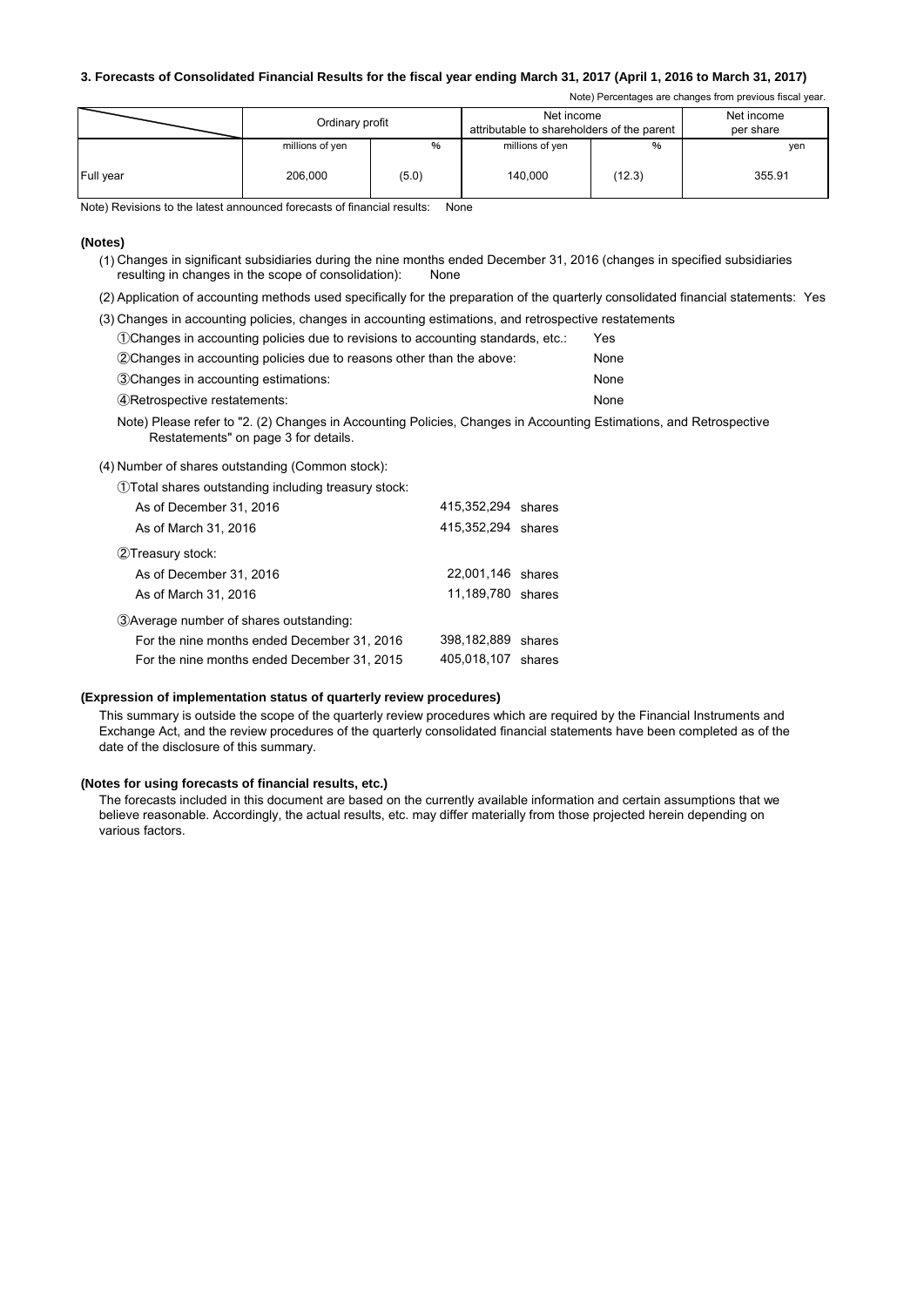### 3. Forecasts of Consolidated Financial Results for the fiscal year ending March 31, 2017 (April 1, 2016 to March 31, 2017)

Note) Percentages are changes from previous fiscal year.

| | Ordinary profit | | Net income attributable to shareholders of the parent | | Net income per share |
|---|---|---|---|---|---|
| | millions of yen | % | millions of yen | % | yen |
| Full year | 206,000 | (5.0) | 140,000 | (12.3) | 355.91 |

Note) Revisions to the latest announced forecasts of financial results: None

**(Notes)**

(1) Changes in significant subsidiaries during the nine months ended December 31, 2016 (changes in specified subsidiaries resulting in changes in the scope of consolidation): None

(2) Application of accounting methods used specifically for the preparation of the quarterly consolidated financial statements: Yes

(3) Changes in accounting policies, changes in accounting estimations, and retrospective restatements

| | |
|---|---|
| ①Changes in accounting policies due to revisions to accounting standards, etc.: | Yes |
| ②Changes in accounting policies due to reasons other than the above: | None |
| ③Changes in accounting estimations: | None |
| ④Retrospective restatements: | None |

Note) Please refer to "2. (2) Changes in Accounting Policies, Changes in Accounting Estimations, and Retrospective Restatements" on page 3 for details.

(4) Number of shares outstanding (Common stock):

| | |
|---|---|
| ①Total shares outstanding including treasury stock: | |
| As of December 31, 2016 | 415,352,294 shares |
| As of March 31, 2016 | 415,352,294 shares |
| ②Treasury stock: | |
| As of December 31, 2016 | 22,001,146 shares |
| As of March 31, 2016 | 11,189,780 shares |
| ③Average number of shares outstanding: | |
| For the nine months ended December 31, 2016 | 398,182,889 shares |
| For the nine months ended December 31, 2015 | 405,018,107 shares |

**(Expression of implementation status of quarterly review procedures)**

This summary is outside the scope of the quarterly review procedures which are required by the Financial Instruments and Exchange Act, and the review procedures of the quarterly consolidated financial statements have been completed as of the date of the disclosure of this summary.

**(Notes for using forecasts of financial results, etc.)**

The forecasts included in this document are based on the currently available information and certain assumptions that we believe reasonable. Accordingly, the actual results, etc. may differ materially from those projected herein depending on various factors.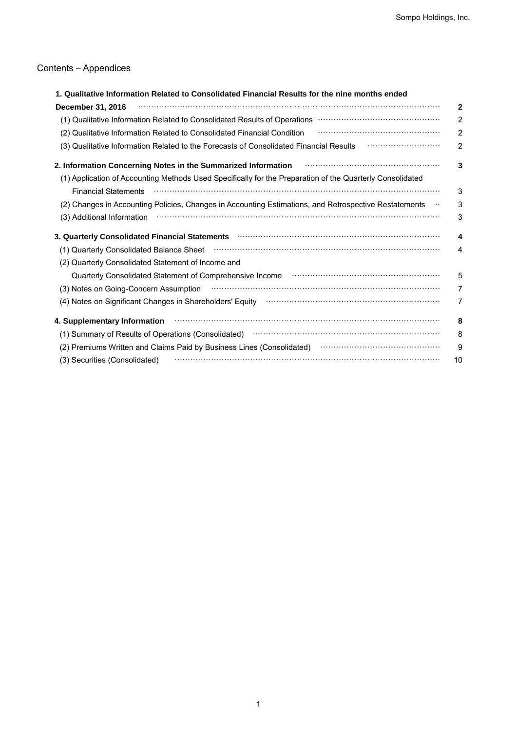Contents – Appendices

| | |
|---|---|
| **1. Qualitative Information Related to Consolidated Financial Results for the nine months ended December 31, 2016** | **2** |
| (1) Qualitative Information Related to Consolidated Results of Operations | 2 |
| (2) Qualitative Information Related to Consolidated Financial Condition | 2 |
| (3) Qualitative Information Related to the Forecasts of Consolidated Financial Results | 2 |
| **2. Information Concerning Notes in the Summarized Information** | **3** |
| (1) Application of Accounting Methods Used Specifically for the Preparation of the Quarterly Consolidated Financial Statements | 3 |
| (2) Changes in Accounting Policies, Changes in Accounting Estimations, and Retrospective Restatements | 3 |
| (3) Additional Information | 3 |
| **3. Quarterly Consolidated Financial Statements** | **4** |
| (1) Quarterly Consolidated Balance Sheet | 4 |
| (2) Quarterly Consolidated Statement of Income and Quarterly Consolidated Statement of Comprehensive Income | 5 |
| (3) Notes on Going-Concern Assumption | 7 |
| (4) Notes on Significant Changes in Shareholders' Equity | 7 |
| **4. Supplementary Information** | **8** |
| (1) Summary of Results of Operations (Consolidated) | 8 |
| (2) Premiums Written and Claims Paid by Business Lines (Consolidated) | 9 |
| (3) Securities (Consolidated) | 10 |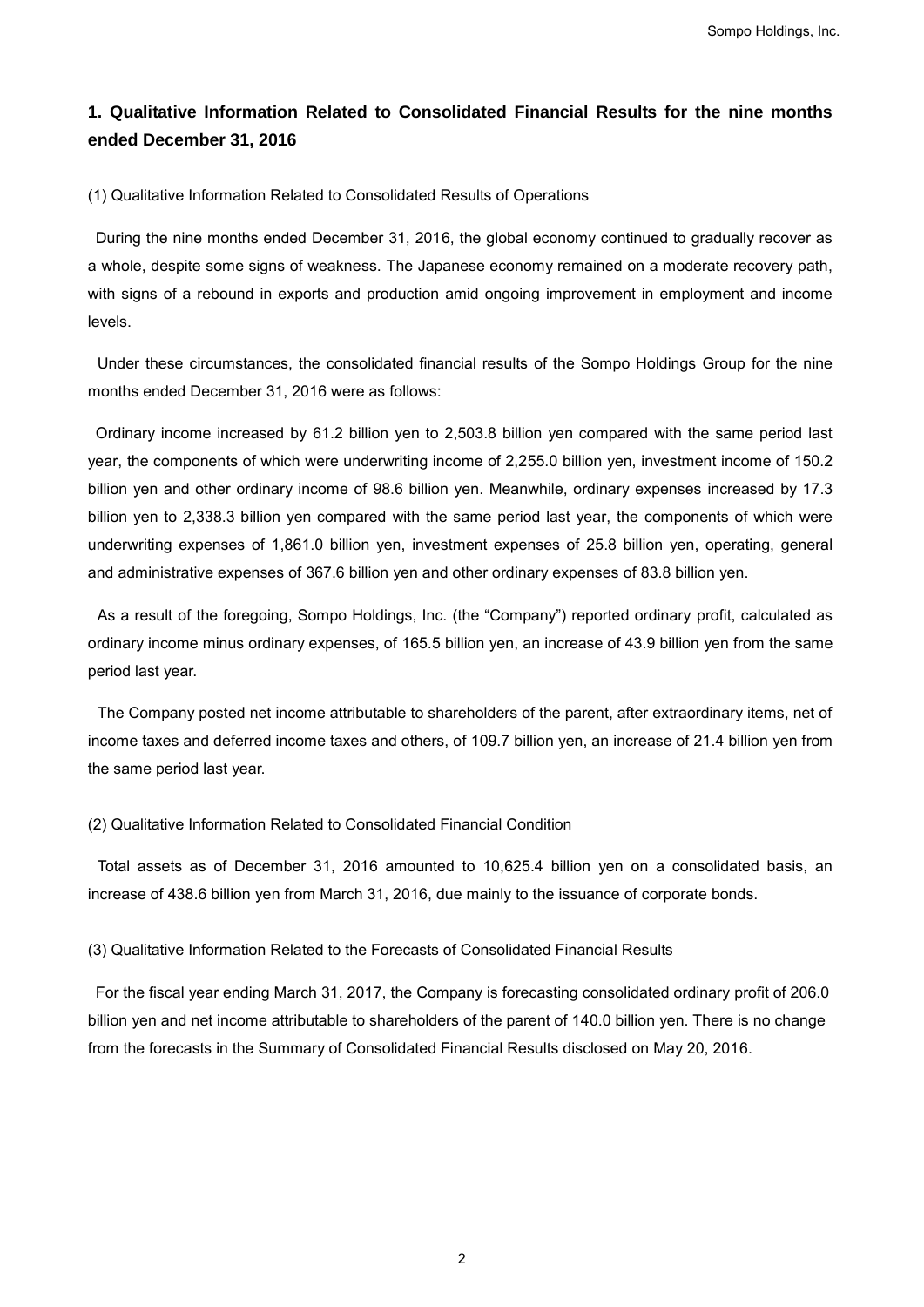## 1. Qualitative Information Related to Consolidated Financial Results for the nine months ended December 31, 2016

(1) Qualitative Information Related to Consolidated Results of Operations

During the nine months ended December 31, 2016, the global economy continued to gradually recover as a whole, despite some signs of weakness. The Japanese economy remained on a moderate recovery path, with signs of a rebound in exports and production amid ongoing improvement in employment and income levels.

Under these circumstances, the consolidated financial results of the Sompo Holdings Group for the nine months ended December 31, 2016 were as follows:

Ordinary income increased by 61.2 billion yen to 2,503.8 billion yen compared with the same period last year, the components of which were underwriting income of 2,255.0 billion yen, investment income of 150.2 billion yen and other ordinary income of 98.6 billion yen. Meanwhile, ordinary expenses increased by 17.3 billion yen to 2,338.3 billion yen compared with the same period last year, the components of which were underwriting expenses of 1,861.0 billion yen, investment expenses of 25.8 billion yen, operating, general and administrative expenses of 367.6 billion yen and other ordinary expenses of 83.8 billion yen.

As a result of the foregoing, Sompo Holdings, Inc. (the "Company") reported ordinary profit, calculated as ordinary income minus ordinary expenses, of 165.5 billion yen, an increase of 43.9 billion yen from the same period last year.

The Company posted net income attributable to shareholders of the parent, after extraordinary items, net of income taxes and deferred income taxes and others, of 109.7 billion yen, an increase of 21.4 billion yen from the same period last year.

(2) Qualitative Information Related to Consolidated Financial Condition

Total assets as of December 31, 2016 amounted to 10,625.4 billion yen on a consolidated basis, an increase of 438.6 billion yen from March 31, 2016, due mainly to the issuance of corporate bonds.

(3) Qualitative Information Related to the Forecasts of Consolidated Financial Results

For the fiscal year ending March 31, 2017, the Company is forecasting consolidated ordinary profit of 206.0 billion yen and net income attributable to shareholders of the parent of 140.0 billion yen. There is no change from the forecasts in the Summary of Consolidated Financial Results disclosed on May 20, 2016.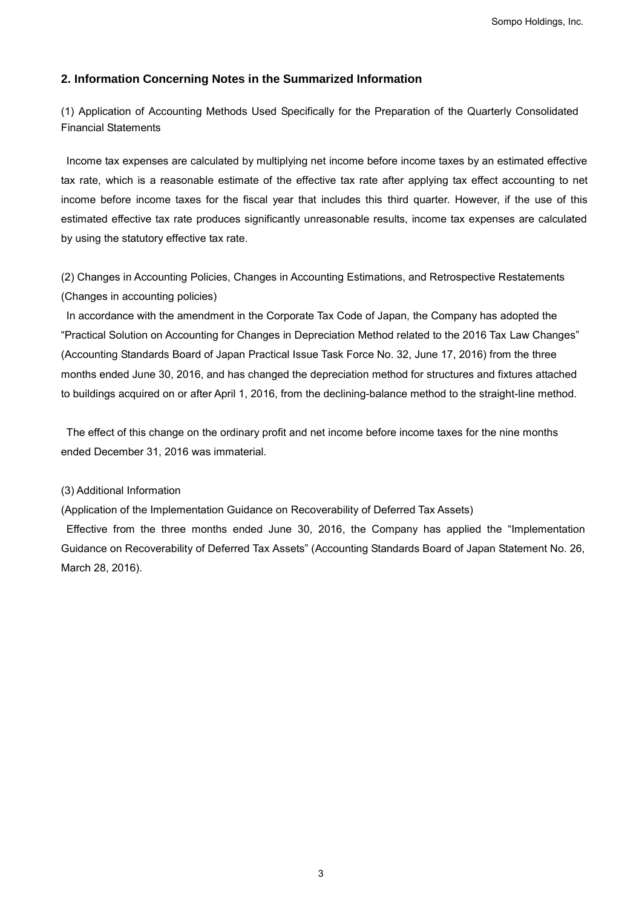## 2. Information Concerning Notes in the Summarized Information

(1) Application of Accounting Methods Used Specifically for the Preparation of the Quarterly Consolidated Financial Statements

Income tax expenses are calculated by multiplying net income before income taxes by an estimated effective tax rate, which is a reasonable estimate of the effective tax rate after applying tax effect accounting to net income before income taxes for the fiscal year that includes this third quarter. However, if the use of this estimated effective tax rate produces significantly unreasonable results, income tax expenses are calculated by using the statutory effective tax rate.

(2) Changes in Accounting Policies, Changes in Accounting Estimations, and Retrospective Restatements
(Changes in accounting policies)

In accordance with the amendment in the Corporate Tax Code of Japan, the Company has adopted the “Practical Solution on Accounting for Changes in Depreciation Method related to the 2016 Tax Law Changes” (Accounting Standards Board of Japan Practical Issue Task Force No. 32, June 17, 2016) from the three months ended June 30, 2016, and has changed the depreciation method for structures and fixtures attached to buildings acquired on or after April 1, 2016, from the declining-balance method to the straight-line method.

The effect of this change on the ordinary profit and net income before income taxes for the nine months ended December 31, 2016 was immaterial.

(3) Additional Information
(Application of the Implementation Guidance on Recoverability of Deferred Tax Assets)

Effective from the three months ended June 30, 2016, the Company has applied the “Implementation Guidance on Recoverability of Deferred Tax Assets” (Accounting Standards Board of Japan Statement No. 26, March 28, 2016).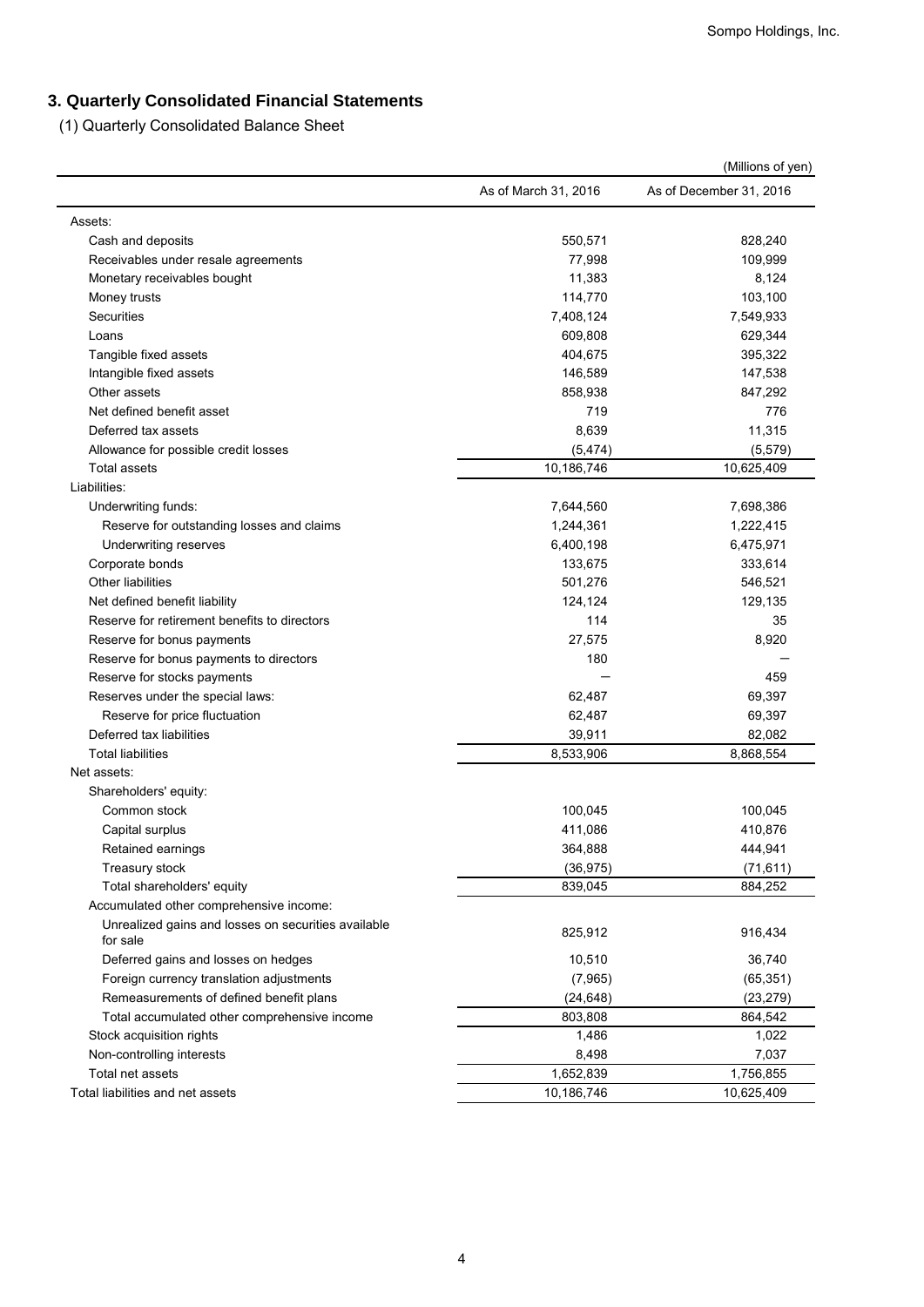## 3. Quarterly Consolidated Financial Statements

### (1) Quarterly Consolidated Balance Sheet

(Millions of yen)

| | As of March 31, 2016 | As of December 31, 2016 |
|---|---|---|
| Assets: | | |
| Cash and deposits | 550,571 | 828,240 |
| Receivables under resale agreements | 77,998 | 109,999 |
| Monetary receivables bought | 11,383 | 8,124 |
| Money trusts | 114,770 | 103,100 |
| Securities | 7,408,124 | 7,549,933 |
| Loans | 609,808 | 629,344 |
| Tangible fixed assets | 404,675 | 395,322 |
| Intangible fixed assets | 146,589 | 147,538 |
| Other assets | 858,938 | 847,292 |
| Net defined benefit asset | 719 | 776 |
| Deferred tax assets | 8,639 | 11,315 |
| Allowance for possible credit losses | (5,474) | (5,579) |
| Total assets | 10,186,746 | 10,625,409 |
| Liabilities: | | |
| Underwriting funds: | 7,644,560 | 7,698,386 |
| Reserve for outstanding losses and claims | 1,244,361 | 1,222,415 |
| Underwriting reserves | 6,400,198 | 6,475,971 |
| Corporate bonds | 133,675 | 333,614 |
| Other liabilities | 501,276 | 546,521 |
| Net defined benefit liability | 124,124 | 129,135 |
| Reserve for retirement benefits to directors | 114 | 35 |
| Reserve for bonus payments | 27,575 | 8,920 |
| Reserve for bonus payments to directors | 180 | — |
| Reserve for stocks payments | — | 459 |
| Reserves under the special laws: | 62,487 | 69,397 |
| Reserve for price fluctuation | 62,487 | 69,397 |
| Deferred tax liabilities | 39,911 | 82,082 |
| Total liabilities | 8,533,906 | 8,868,554 |
| Net assets: | | |
| Shareholders' equity: | | |
| Common stock | 100,045 | 100,045 |
| Capital surplus | 411,086 | 410,876 |
| Retained earnings | 364,888 | 444,941 |
| Treasury stock | (36,975) | (71,611) |
| Total shareholders' equity | 839,045 | 884,252 |
| Accumulated other comprehensive income: | | |
| Unrealized gains and losses on securities available for sale | 825,912 | 916,434 |
| Deferred gains and losses on hedges | 10,510 | 36,740 |
| Foreign currency translation adjustments | (7,965) | (65,351) |
| Remeasurements of defined benefit plans | (24,648) | (23,279) |
| Total accumulated other comprehensive income | 803,808 | 864,542 |
| Stock acquisition rights | 1,486 | 1,022 |
| Non-controlling interests | 8,498 | 7,037 |
| Total net assets | 1,652,839 | 1,756,855 |
| Total liabilities and net assets | 10,186,746 | 10,625,409 |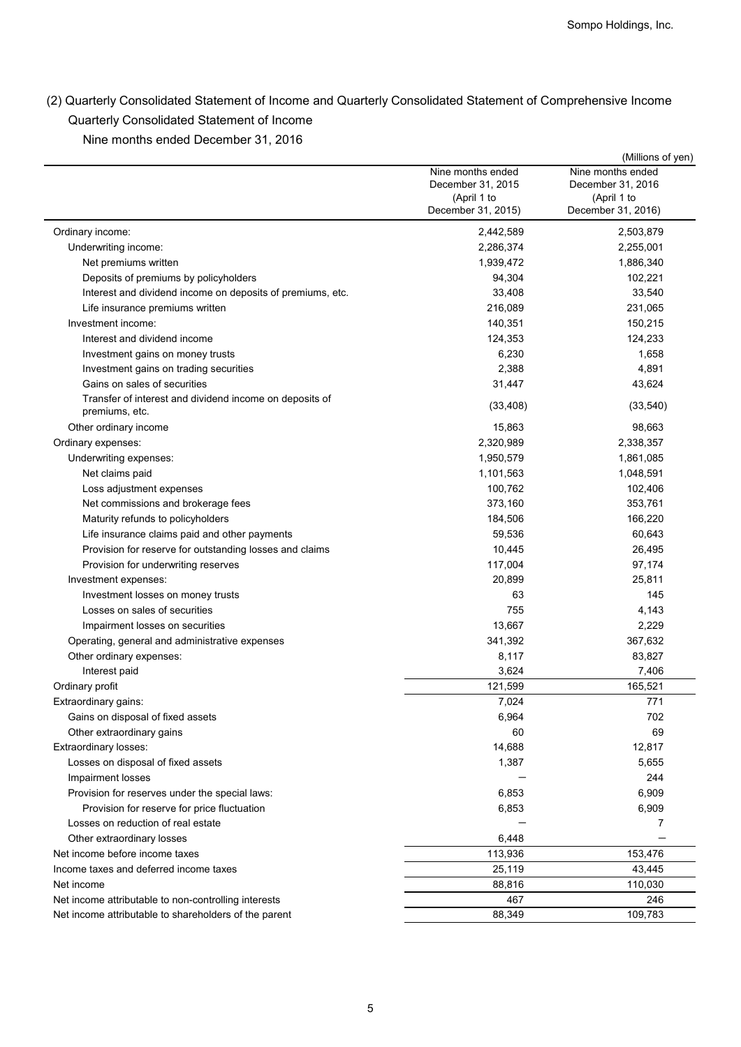## (2) Quarterly Consolidated Statement of Income and Quarterly Consolidated Statement of Comprehensive Income

### Quarterly Consolidated Statement of Income

Nine months ended December 31, 2016

(Millions of yen)

| | Nine months ended December 31, 2015 (April 1 to December 31, 2015) | Nine months ended December 31, 2016 (April 1 to December 31, 2016) |
|---|---|---|
| Ordinary income: | 2,442,589 | 2,503,879 |
| Underwriting income: | 2,286,374 | 2,255,001 |
| Net premiums written | 1,939,472 | 1,886,340 |
| Deposits of premiums by policyholders | 94,304 | 102,221 |
| Interest and dividend income on deposits of premiums, etc. | 33,408 | 33,540 |
| Life insurance premiums written | 216,089 | 231,065 |
| Investment income: | 140,351 | 150,215 |
| Interest and dividend income | 124,353 | 124,233 |
| Investment gains on money trusts | 6,230 | 1,658 |
| Investment gains on trading securities | 2,388 | 4,891 |
| Gains on sales of securities | 31,447 | 43,624 |
| Transfer of interest and dividend income on deposits of premiums, etc. | (33,408) | (33,540) |
| Other ordinary income | 15,863 | 98,663 |
| Ordinary expenses: | 2,320,989 | 2,338,357 |
| Underwriting expenses: | 1,950,579 | 1,861,085 |
| Net claims paid | 1,101,563 | 1,048,591 |
| Loss adjustment expenses | 100,762 | 102,406 |
| Net commissions and brokerage fees | 373,160 | 353,761 |
| Maturity refunds to policyholders | 184,506 | 166,220 |
| Life insurance claims paid and other payments | 59,536 | 60,643 |
| Provision for reserve for outstanding losses and claims | 10,445 | 26,495 |
| Provision for underwriting reserves | 117,004 | 97,174 |
| Investment expenses: | 20,899 | 25,811 |
| Investment losses on money trusts | 63 | 145 |
| Losses on sales of securities | 755 | 4,143 |
| Impairment losses on securities | 13,667 | 2,229 |
| Operating, general and administrative expenses | 341,392 | 367,632 |
| Other ordinary expenses: | 8,117 | 83,827 |
| Interest paid | 3,624 | 7,406 |
| Ordinary profit | 121,599 | 165,521 |
| Extraordinary gains: | 7,024 | 771 |
| Gains on disposal of fixed assets | 6,964 | 702 |
| Other extraordinary gains | 60 | 69 |
| Extraordinary losses: | 14,688 | 12,817 |
| Losses on disposal of fixed assets | 1,387 | 5,655 |
| Impairment losses | ― | 244 |
| Provision for reserves under the special laws: | 6,853 | 6,909 |
| Provision for reserve for price fluctuation | 6,853 | 6,909 |
| Losses on reduction of real estate | ― | 7 |
| Other extraordinary losses | 6,448 | ― |
| Net income before income taxes | 113,936 | 153,476 |
| Income taxes and deferred income taxes | 25,119 | 43,445 |
| Net income | 88,816 | 110,030 |
| Net income attributable to non-controlling interests | 467 | 246 |
| Net income attributable to shareholders of the parent | 88,349 | 109,783 |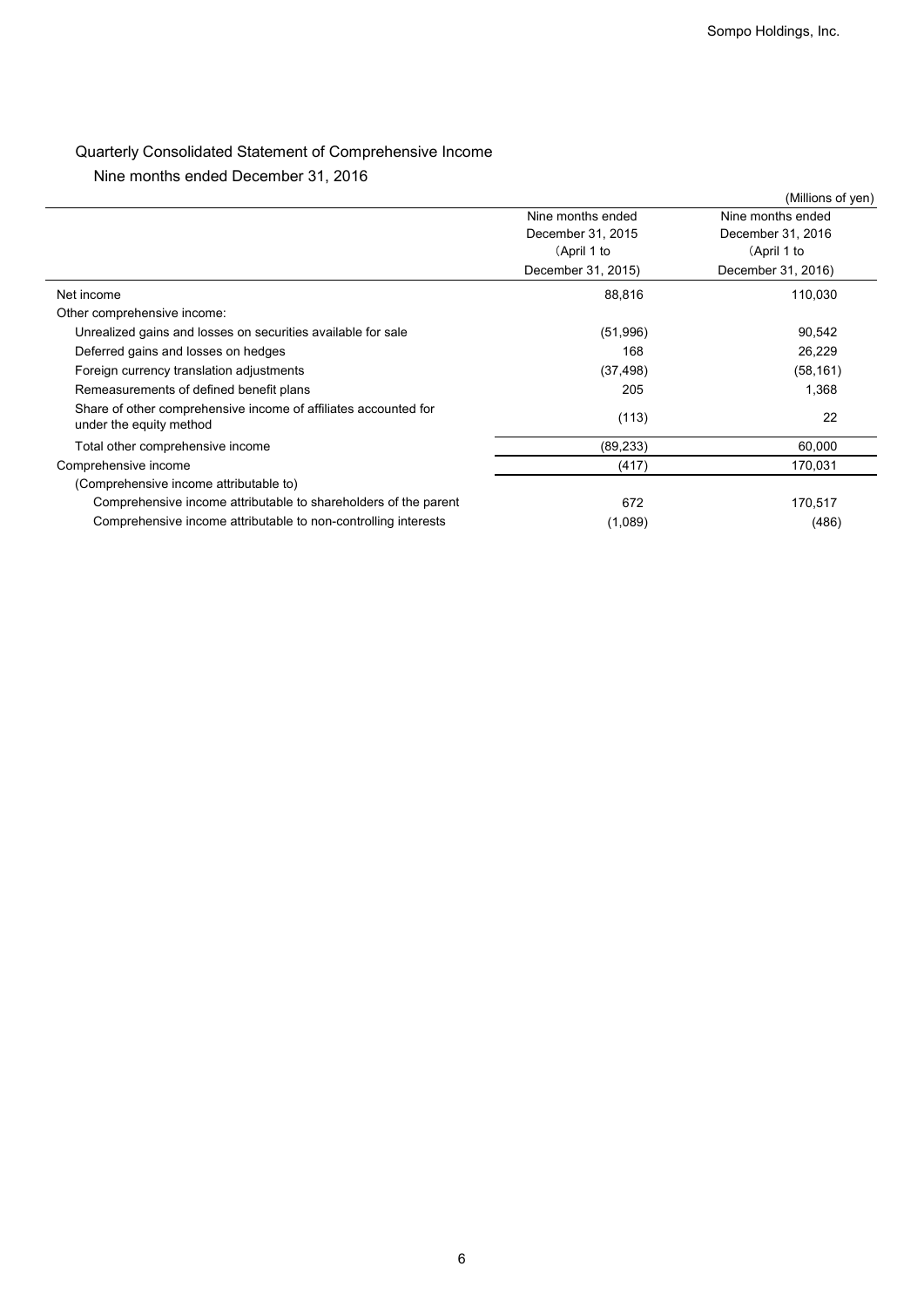## Quarterly Consolidated Statement of Comprehensive Income

### Nine months ended December 31, 2016

(Millions of yen)

| | Nine months ended December 31, 2015 (April 1 to December 31, 2015) | Nine months ended December 31, 2016 (April 1 to December 31, 2016) |
|---|---|---|
| Net income | 88,816 | 110,030 |
| Other comprehensive income: | | |
| Unrealized gains and losses on securities available for sale | (51,996) | 90,542 |
| Deferred gains and losses on hedges | 168 | 26,229 |
| Foreign currency translation adjustments | (37,498) | (58,161) |
| Remeasurements of defined benefit plans | 205 | 1,368 |
| Share of other comprehensive income of affiliates accounted for under the equity method | (113) | 22 |
| Total other comprehensive income | (89,233) | 60,000 |
| Comprehensive income | (417) | 170,031 |
| (Comprehensive income attributable to) | | |
| Comprehensive income attributable to shareholders of the parent | 672 | 170,517 |
| Comprehensive income attributable to non-controlling interests | (1,089) | (486) |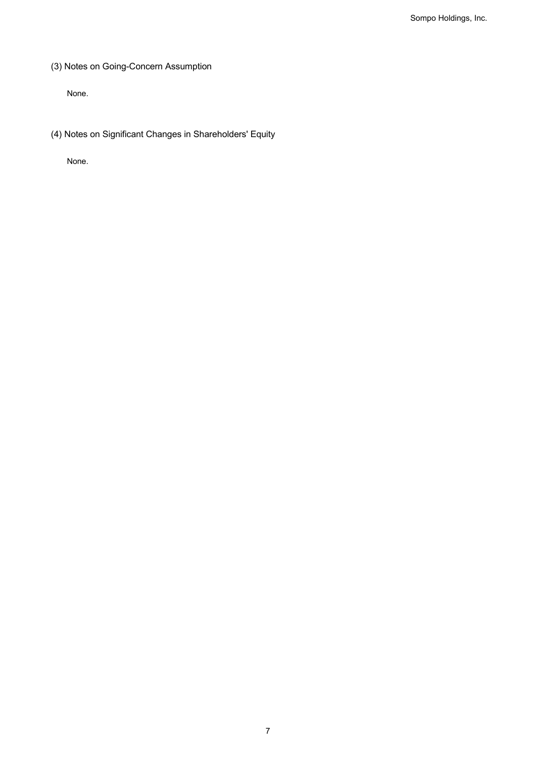### (3) Notes on Going-Concern Assumption

None.

### (4) Notes on Significant Changes in Shareholders' Equity

None.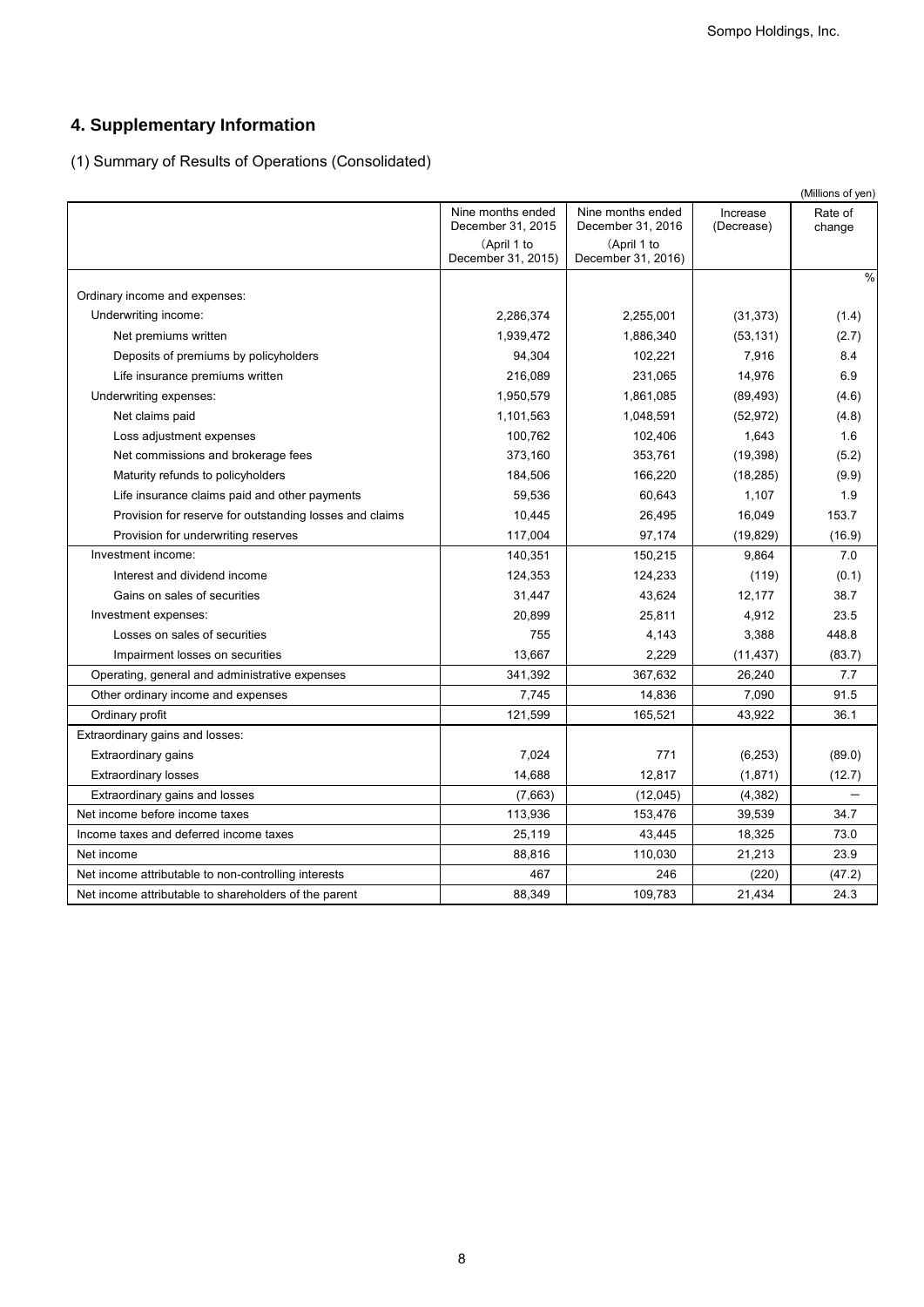## 4. Supplementary Information

(1) Summary of Results of Operations (Consolidated)

(Millions of yen)

| | Nine months ended December 31, 2015 (April 1 to December 31, 2015) | Nine months ended December 31, 2016 (April 1 to December 31, 2016) | Increase (Decrease) | Rate of change |
|---|---|---|---|---|
| | | | | % |
| Ordinary income and expenses: | | | | |
| Underwriting income: | 2,286,374 | 2,255,001 | (31,373) | (1.4) |
| Net premiums written | 1,939,472 | 1,886,340 | (53,131) | (2.7) |
| Deposits of premiums by policyholders | 94,304 | 102,221 | 7,916 | 8.4 |
| Life insurance premiums written | 216,089 | 231,065 | 14,976 | 6.9 |
| Underwriting expenses: | 1,950,579 | 1,861,085 | (89,493) | (4.6) |
| Net claims paid | 1,101,563 | 1,048,591 | (52,972) | (4.8) |
| Loss adjustment expenses | 100,762 | 102,406 | 1,643 | 1.6 |
| Net commissions and brokerage fees | 373,160 | 353,761 | (19,398) | (5.2) |
| Maturity refunds to policyholders | 184,506 | 166,220 | (18,285) | (9.9) |
| Life insurance claims paid and other payments | 59,536 | 60,643 | 1,107 | 1.9 |
| Provision for reserve for outstanding losses and claims | 10,445 | 26,495 | 16,049 | 153.7 |
| Provision for underwriting reserves | 117,004 | 97,174 | (19,829) | (16.9) |
| Investment income: | 140,351 | 150,215 | 9,864 | 7.0 |
| Interest and dividend income | 124,353 | 124,233 | (119) | (0.1) |
| Gains on sales of securities | 31,447 | 43,624 | 12,177 | 38.7 |
| Investment expenses: | 20,899 | 25,811 | 4,912 | 23.5 |
| Losses on sales of securities | 755 | 4,143 | 3,388 | 448.8 |
| Impairment losses on securities | 13,667 | 2,229 | (11,437) | (83.7) |
| Operating, general and administrative expenses | 341,392 | 367,632 | 26,240 | 7.7 |
| Other ordinary income and expenses | 7,745 | 14,836 | 7,090 | 91.5 |
| Ordinary profit | 121,599 | 165,521 | 43,922 | 36.1 |
| Extraordinary gains and losses: | | | | |
| Extraordinary gains | 7,024 | 771 | (6,253) | (89.0) |
| Extraordinary losses | 14,688 | 12,817 | (1,871) | (12.7) |
| Extraordinary gains and losses | (7,663) | (12,045) | (4,382) | － |
| Net income before income taxes | 113,936 | 153,476 | 39,539 | 34.7 |
| Income taxes and deferred income taxes | 25,119 | 43,445 | 18,325 | 73.0 |
| Net income | 88,816 | 110,030 | 21,213 | 23.9 |
| Net income attributable to non-controlling interests | 467 | 246 | (220) | (47.2) |
| Net income attributable to shareholders of the parent | 88,349 | 109,783 | 21,434 | 24.3 |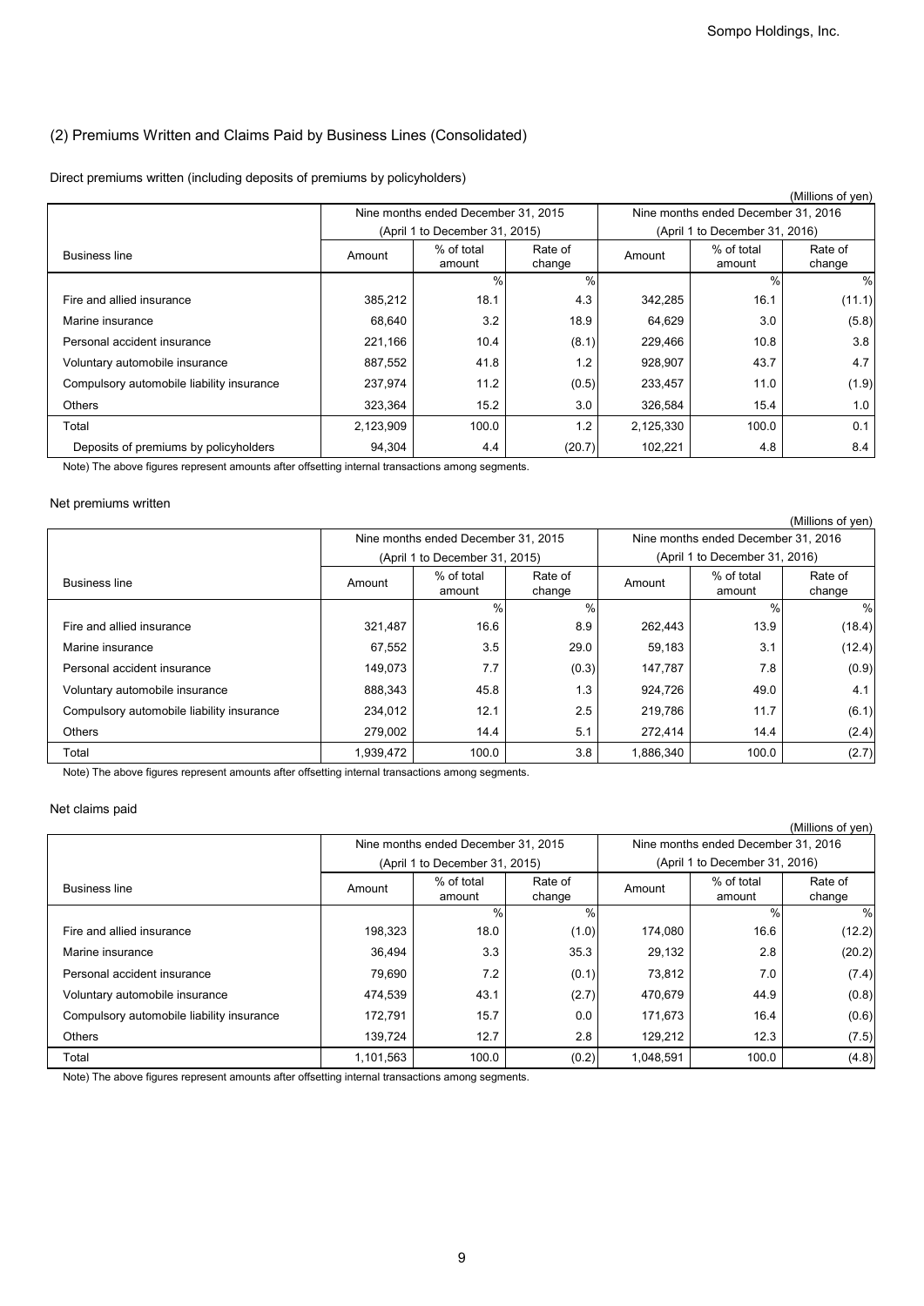## (2) Premiums Written and Claims Paid by Business Lines (Consolidated)

Direct premiums written (including deposits of premiums by policyholders)

(Millions of yen)

| Business line | Nine months ended December 31, 2015 (April 1 to December 31, 2015) | | | Nine months ended December 31, 2016 (April 1 to December 31, 2016) | | |
|---|---|---|---|---|---|---|
| | Amount | % of total amount | Rate of change | Amount | % of total amount | Rate of change |
| | | % | % | | % | % |
| Fire and allied insurance | 385,212 | 18.1 | 4.3 | 342,285 | 16.1 | (11.1) |
| Marine insurance | 68,640 | 3.2 | 18.9 | 64,629 | 3.0 | (5.8) |
| Personal accident insurance | 221,166 | 10.4 | (8.1) | 229,466 | 10.8 | 3.8 |
| Voluntary automobile insurance | 887,552 | 41.8 | 1.2 | 928,907 | 43.7 | 4.7 |
| Compulsory automobile liability insurance | 237,974 | 11.2 | (0.5) | 233,457 | 11.0 | (1.9) |
| Others | 323,364 | 15.2 | 3.0 | 326,584 | 15.4 | 1.0 |
| Total | 2,123,909 | 100.0 | 1.2 | 2,125,330 | 100.0 | 0.1 |
| Deposits of premiums by policyholders | 94,304 | 4.4 | (20.7) | 102,221 | 4.8 | 8.4 |

Note) The above figures represent amounts after offsetting internal transactions among segments.

Net premiums written

(Millions of yen)

| Business line | Nine months ended December 31, 2015 (April 1 to December 31, 2015) | | | Nine months ended December 31, 2016 (April 1 to December 31, 2016) | | |
|---|---|---|---|---|---|---|
| | Amount | % of total amount | Rate of change | Amount | % of total amount | Rate of change |
| | | % | % | | % | % |
| Fire and allied insurance | 321,487 | 16.6 | 8.9 | 262,443 | 13.9 | (18.4) |
| Marine insurance | 67,552 | 3.5 | 29.0 | 59,183 | 3.1 | (12.4) |
| Personal accident insurance | 149,073 | 7.7 | (0.3) | 147,787 | 7.8 | (0.9) |
| Voluntary automobile insurance | 888,343 | 45.8 | 1.3 | 924,726 | 49.0 | 4.1 |
| Compulsory automobile liability insurance | 234,012 | 12.1 | 2.5 | 219,786 | 11.7 | (6.1) |
| Others | 279,002 | 14.4 | 5.1 | 272,414 | 14.4 | (2.4) |
| Total | 1,939,472 | 100.0 | 3.8 | 1,886,340 | 100.0 | (2.7) |

Note) The above figures represent amounts after offsetting internal transactions among segments.

Net claims paid

(Millions of yen)

| Business line | Nine months ended December 31, 2015 (April 1 to December 31, 2015) | | | Nine months ended December 31, 2016 (April 1 to December 31, 2016) | | |
|---|---|---|---|---|---|---|
| | Amount | % of total amount | Rate of change | Amount | % of total amount | Rate of change |
| | | % | % | | % | % |
| Fire and allied insurance | 198,323 | 18.0 | (1.0) | 174,080 | 16.6 | (12.2) |
| Marine insurance | 36,494 | 3.3 | 35.3 | 29,132 | 2.8 | (20.2) |
| Personal accident insurance | 79,690 | 7.2 | (0.1) | 73,812 | 7.0 | (7.4) |
| Voluntary automobile insurance | 474,539 | 43.1 | (2.7) | 470,679 | 44.9 | (0.8) |
| Compulsory automobile liability insurance | 172,791 | 15.7 | 0.0 | 171,673 | 16.4 | (0.6) |
| Others | 139,724 | 12.7 | 2.8 | 129,212 | 12.3 | (7.5) |
| Total | 1,101,563 | 100.0 | (0.2) | 1,048,591 | 100.0 | (4.8) |

Note) The above figures represent amounts after offsetting internal transactions among segments.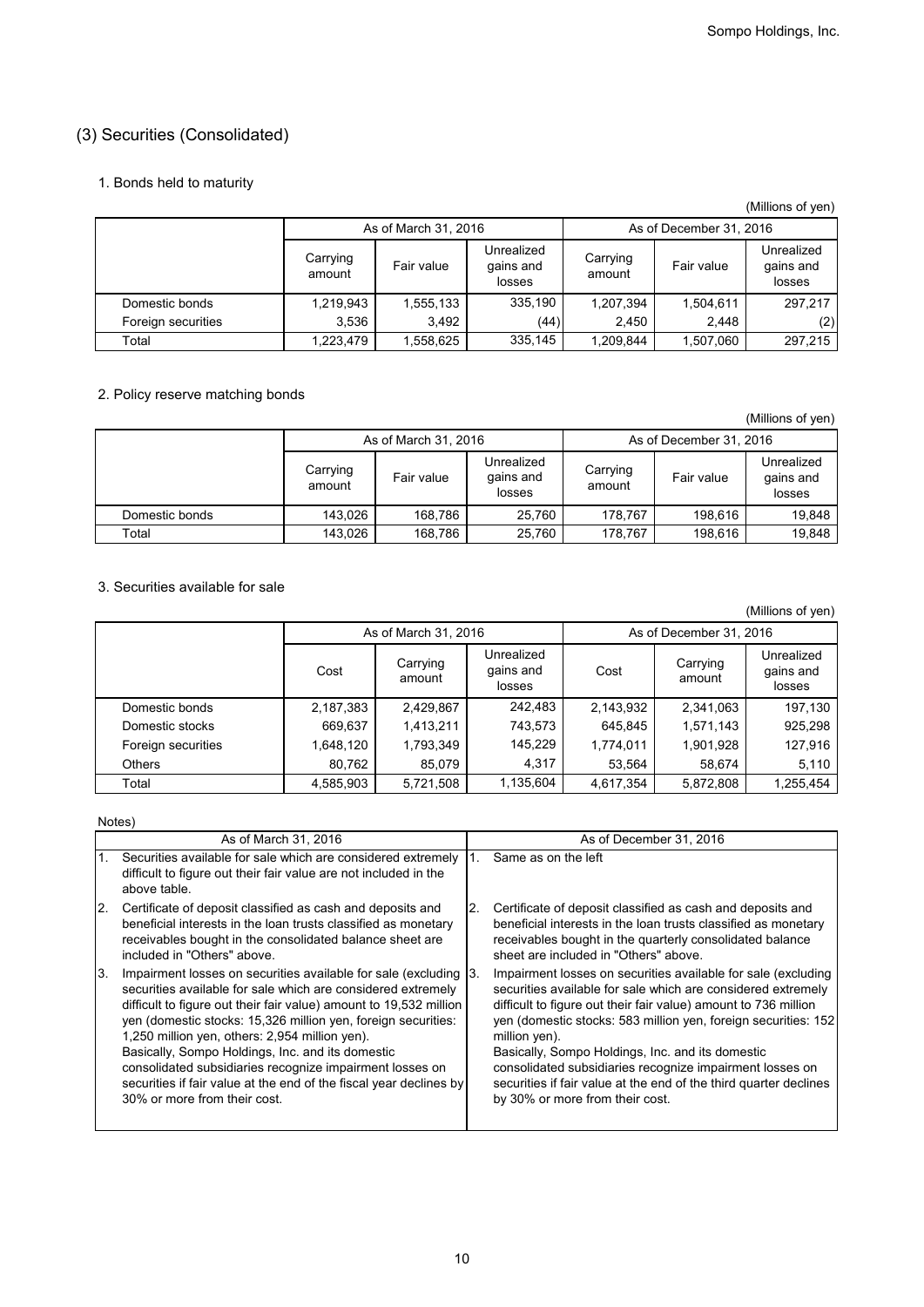## (3) Securities (Consolidated)

### 1. Bonds held to maturity

(Millions of yen)

| | As of March 31, 2016 | | | As of December 31, 2016 | | |
|---|---|---|---|---|---|---|
| | Carrying amount | Fair value | Unrealized gains and losses | Carrying amount | Fair value | Unrealized gains and losses |
| Domestic bonds | 1,219,943 | 1,555,133 | 335,190 | 1,207,394 | 1,504,611 | 297,217 |
| Foreign securities | 3,536 | 3,492 | (44) | 2,450 | 2,448 | (2) |
| Total | 1,223,479 | 1,558,625 | 335,145 | 1,209,844 | 1,507,060 | 297,215 |

### 2. Policy reserve matching bonds

(Millions of yen)

| | As of March 31, 2016 | | | As of December 31, 2016 | | |
|---|---|---|---|---|---|---|
| | Carrying amount | Fair value | Unrealized gains and losses | Carrying amount | Fair value | Unrealized gains and losses |
| Domestic bonds | 143,026 | 168,786 | 25,760 | 178,767 | 198,616 | 19,848 |
| Total | 143,026 | 168,786 | 25,760 | 178,767 | 198,616 | 19,848 |

### 3. Securities available for sale

(Millions of yen)

| | As of March 31, 2016 | | | As of December 31, 2016 | | |
|---|---|---|---|---|---|---|
| | Cost | Carrying amount | Unrealized gains and losses | Cost | Carrying amount | Unrealized gains and losses |
| Domestic bonds | 2,187,383 | 2,429,867 | 242,483 | 2,143,932 | 2,341,063 | 197,130 |
| Domestic stocks | 669,637 | 1,413,211 | 743,573 | 645,845 | 1,571,143 | 925,298 |
| Foreign securities | 1,648,120 | 1,793,349 | 145,229 | 1,774,011 | 1,901,928 | 127,916 |
| Others | 80,762 | 85,079 | 4,317 | 53,564 | 58,674 | 5,110 |
| Total | 4,585,903 | 5,721,508 | 1,135,604 | 4,617,354 | 5,872,808 | 1,255,454 |

Notes)

| As of March 31, 2016 | As of December 31, 2016 |
|---|---|
| 1. Securities available for sale which are considered extremely difficult to figure out their fair value are not included in the above table. | 1. Same as on the left |
| 2. Certificate of deposit classified as cash and deposits and beneficial interests in the loan trusts classified as monetary receivables bought in the consolidated balance sheet are included in "Others" above. | 2. Certificate of deposit classified as cash and deposits and beneficial interests in the loan trusts classified as monetary receivables bought in the quarterly consolidated balance sheet are included in "Others" above. |
| 3. Impairment losses on securities available for sale (excluding securities available for sale which are considered extremely difficult to figure out their fair value) amount to 19,532 million yen (domestic stocks: 15,326 million yen, foreign securities: 1,250 million yen, others: 2,954 million yen). Basically, Sompo Holdings, Inc. and its domestic consolidated subsidiaries recognize impairment losses on securities if fair value at the end of the fiscal year declines by 30% or more from their cost. | 3. Impairment losses on securities available for sale (excluding securities available for sale which are considered extremely difficult to figure out their fair value) amount to 736 million yen (domestic stocks: 583 million yen, foreign securities: 152 million yen). Basically, Sompo Holdings, Inc. and its domestic consolidated subsidiaries recognize impairment losses on securities if fair value at the end of the third quarter declines by 30% or more from their cost. |